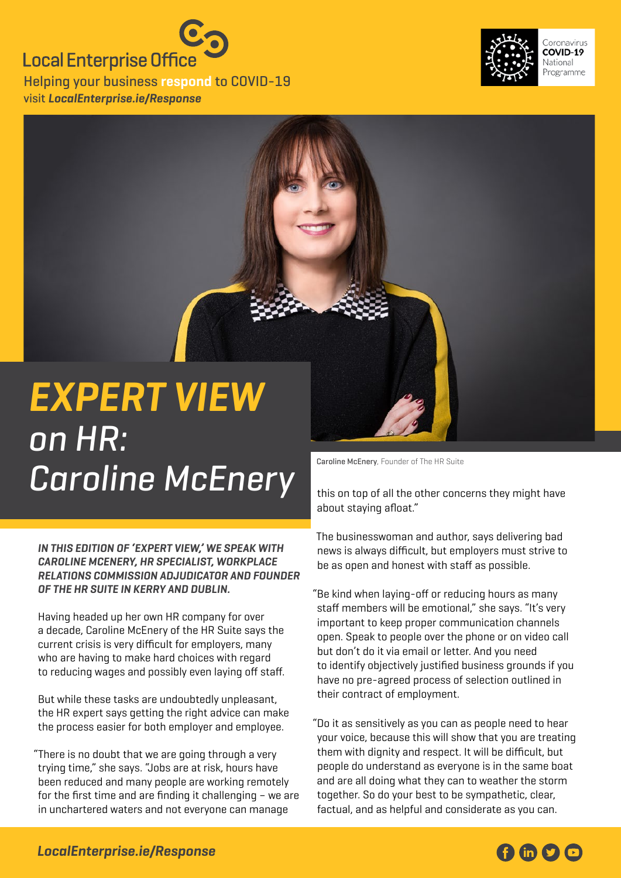Local Enterprise Office

Helping your business **respond** to COVID-19
visit ***LocalEnterprise.ie/Response***

Coronavirus **COVID-19** National Programme

# *EXPERT VIEW* *on HR: Caroline McEnery*

**Caroline McEnery**, Founder of The HR Suite

***IN THIS EDITION OF 'EXPERT VIEW,' WE SPEAK WITH CAROLINE MCENERY, HR SPECIALIST, WORKPLACE RELATIONS COMMISSION ADJUDICATOR AND FOUNDER OF THE HR SUITE IN KERRY AND DUBLIN.***

Having headed up her own HR company for over a decade, Caroline McEnery of the HR Suite says the current crisis is very difficult for employers, many who are having to make hard choices with regard to reducing wages and possibly even laying off staff.

But while these tasks are undoubtedly unpleasant, the HR expert says getting the right advice can make the process easier for both employer and employee.

"There is no doubt that we are going through a very trying time," she says. "Jobs are at risk, hours have been reduced and many people are working remotely for the first time and are finding it challenging – we are in unchartered waters and not everyone can manage this on top of all the other concerns they might have about staying afloat."

The businesswoman and author, says delivering bad news is always difficult, but employers must strive to be as open and honest with staff as possible.

"Be kind when laying-off or reducing hours as many staff members will be emotional," she says. "It's very important to keep proper communication channels open. Speak to people over the phone or on video call but don't do it via email or letter. And you need to identify objectively justified business grounds if you have no pre-agreed process of selection outlined in their contract of employment.

"Do it as sensitively as you can as people need to hear your voice, because this will show that you are treating them with dignity and respect. It will be difficult, but people do understand as everyone is in the same boat and are all doing what they can to weather the storm together. So do your best to be sympathetic, clear, factual, and as helpful and considerate as you can.

***LocalEnterprise.ie/Response***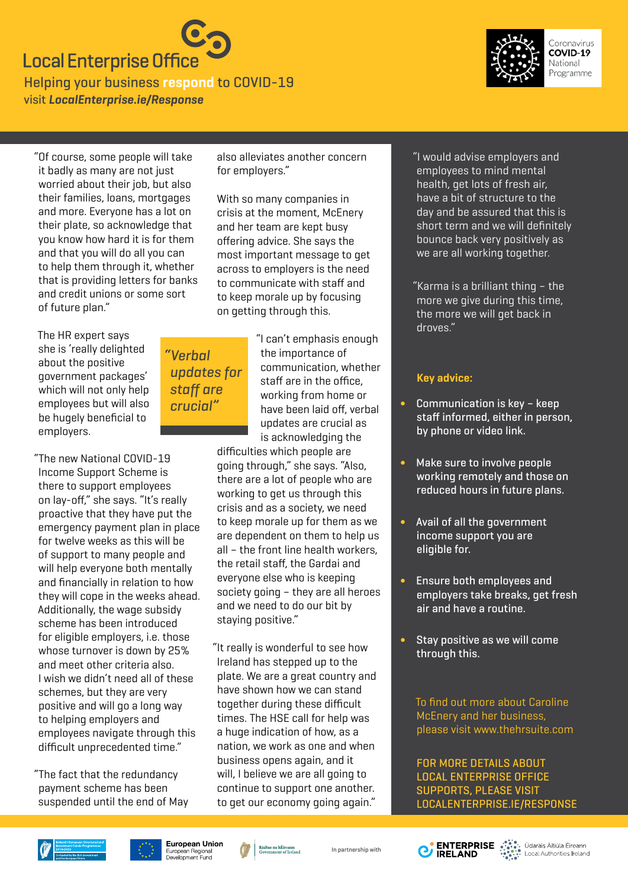Local Enterprise Office

Helping your business **respond** to COVID-19

visit ***LocalEnterprise.ie/Response***

Coronavirus **COVID-19** National Programme

"Of course, some people will take it badly as many are not just worried about their job, but also their families, loans, mortgages and more. Everyone has a lot on their plate, so acknowledge that you know how hard it is for them and that you will do all you can to help them through it, whether that is providing letters for banks and credit unions or some sort of future plan."

The HR expert says she is 'really delighted about the positive government packages' which will not only help employees but will also be hugely beneficial to employers.

> ***"Verbal updates for staff are crucial"***

"The new National COVID-19 Income Support Scheme is there to support employees on lay-off," she says. "It's really proactive that they have put the emergency payment plan in place for twelve weeks as this will be of support to many people and will help everyone both mentally and financially in relation to how they will cope in the weeks ahead. Additionally, the wage subsidy scheme has been introduced for eligible employers, i.e. those whose turnover is down by 25% and meet other criteria also. I wish we didn't need all of these schemes, but they are very positive and will go a long way to helping employers and employees navigate through this difficult unprecedented time."

"The fact that the redundancy payment scheme has been suspended until the end of May also alleviates another concern for employers."

With so many companies in crisis at the moment, McEnery and her team are kept busy offering advice. She says the most important message to get across to employers is the need to communicate with staff and to keep morale up by focusing on getting through this.

"I can't emphasis enough the importance of communication, whether staff are in the office, working from home or have been laid off, verbal updates are crucial as is acknowledging the difficulties which people are going through," she says. "Also, there are a lot of people who are working to get us through this crisis and as a society, we need to keep morale up for them as we are dependent on them to help us all – the front line health workers, the retail staff, the Gardai and everyone else who is keeping society going – they are all heroes and we need to do our bit by staying positive."

"It really is wonderful to see how Ireland has stepped up to the plate. We are a great country and have shown how we can stand together during these difficult times. The HSE call for help was a huge indication of how, as a nation, we work as one and when business opens again, and it will, I believe we are all going to continue to support one another to get our economy going again."

"I would advise employers and employees to mind mental health, get lots of fresh air, have a bit of structure to the day and be assured that this is short term and we will definitely bounce back very positively as we are all working together.

"Karma is a brilliant thing – the more we give during this time, the more we will get back in droves."

**Key advice:**

- Communication is key – keep staff informed, either in person, by phone or video link.
- Make sure to involve people working remotely and those on reduced hours in future plans.
- Avail of all the government income support you are eligible for.
- Ensure both employees and employers take breaks, get fresh air and have a routine.
- Stay positive as we will come through this.

To find out more about Caroline McEnery and her business, please visit www.thehrsuite.com

FOR MORE DETAILS ABOUT LOCAL ENTERPRISE OFFICE SUPPORTS, PLEASE VISIT LOCALENTERPRISE.IE/RESPONSE

European Union European Regional Development Fund

In partnership with

ENTERPRISE IRELAND

Údarás Áitiúla Éireann Local Authorities Ireland